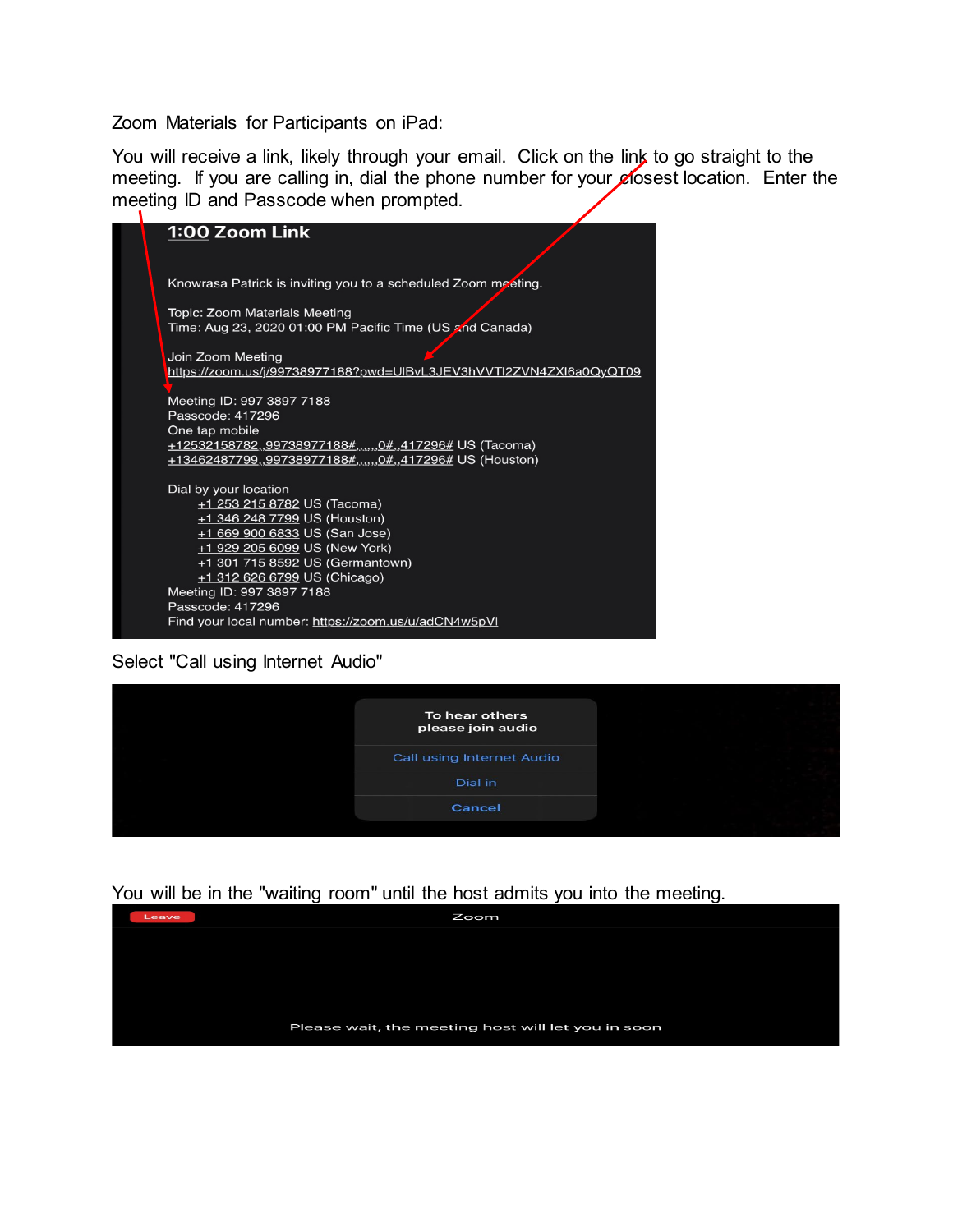Zoom Materials for Participants on iPad:

You will receive a link, likely through your email. Click on the link to go straight to the meeting. If you are calling in, dial the phone number for your closest location. Enter the meeting ID and Passcode when prompted.

**1:00 Zoom Link**

Knowrasa Patrick is inviting you to a scheduled Zoom meeting.

Topic: Zoom Materials Meeting
Time: Aug 23, 2020 01:00 PM Pacific Time (US and Canada)

Join Zoom Meeting
https://zoom.us/j/99738977188?pwd=UlBvL3JEV3hVVTI2ZVN4ZXl6a0QyQT09

Meeting ID: 997 3897 7188
Passcode: 417296
One tap mobile
+12532158782,,99738977188#,,,,,,0#,,417296# US (Tacoma)
+13462487799,,99738977188#,,,,,,0#,,417296# US (Houston)

Dial by your location
+1 253 215 8782 US (Tacoma)
+1 346 248 7799 US (Houston)
+1 669 900 6833 US (San Jose)
+1 929 205 6099 US (New York)
+1 301 715 8592 US (Germantown)
+1 312 626 6799 US (Chicago)
Meeting ID: 997 3897 7188
Passcode: 417296
Find your local number: https://zoom.us/u/adCN4w5pVl

Select "Call using Internet Audio"

To hear others please join audio

Call using Internet Audio

Dial in

Cancel

You will be in the "waiting room" until the host admits you into the meeting.

Leave

Zoom

Please wait, the meeting host will let you in soon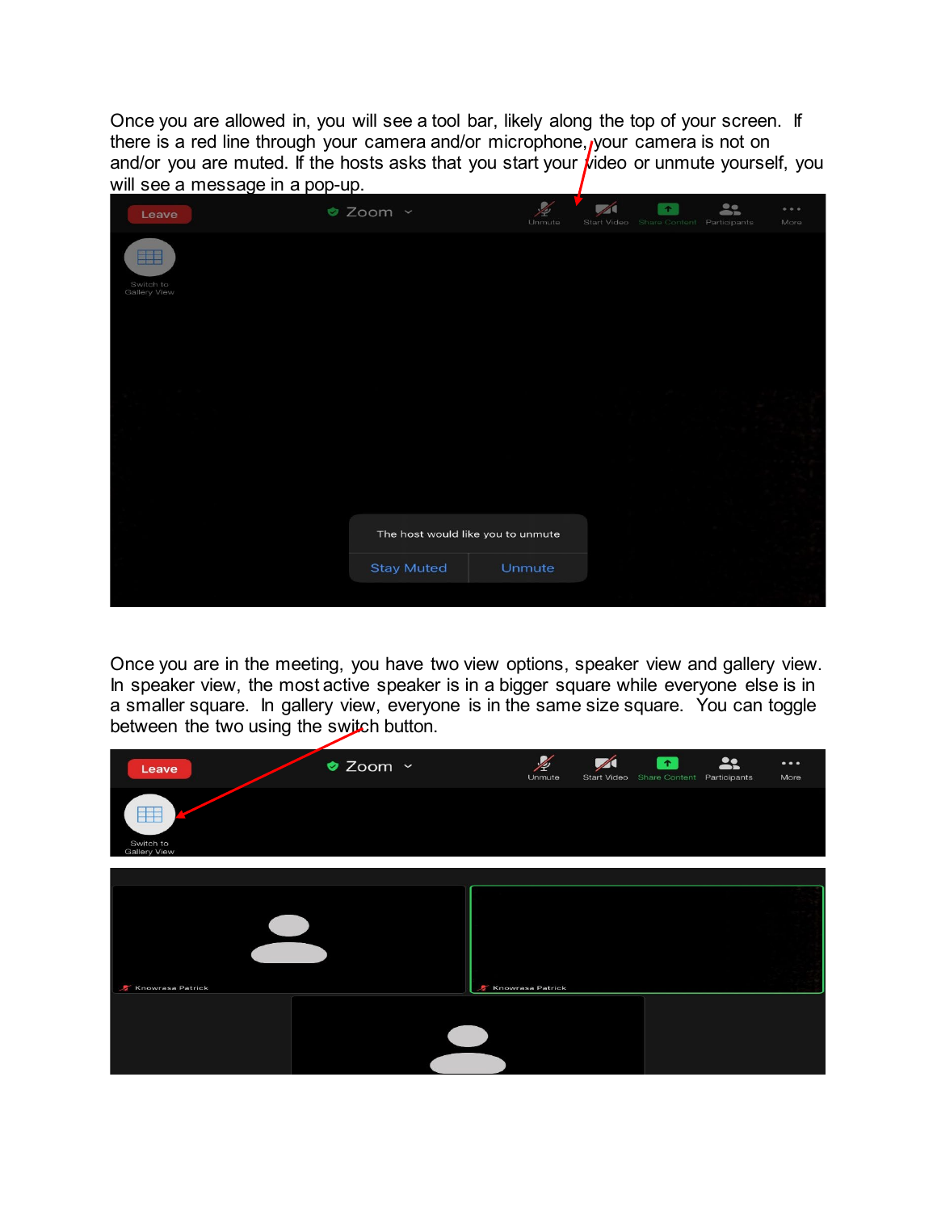Once you are allowed in, you will see a tool bar, likely along the top of your screen. If there is a red line through your camera and/or microphone, your camera is not on and/or you are muted. If the hosts asks that you start your video or unmute yourself, you will see a message in a pop-up.

Once you are in the meeting, you have two view options, speaker view and gallery view. In speaker view, the most active speaker is in a bigger square while everyone else is in a smaller square. In gallery view, everyone is in the same size square. You can toggle between the two using the switch button.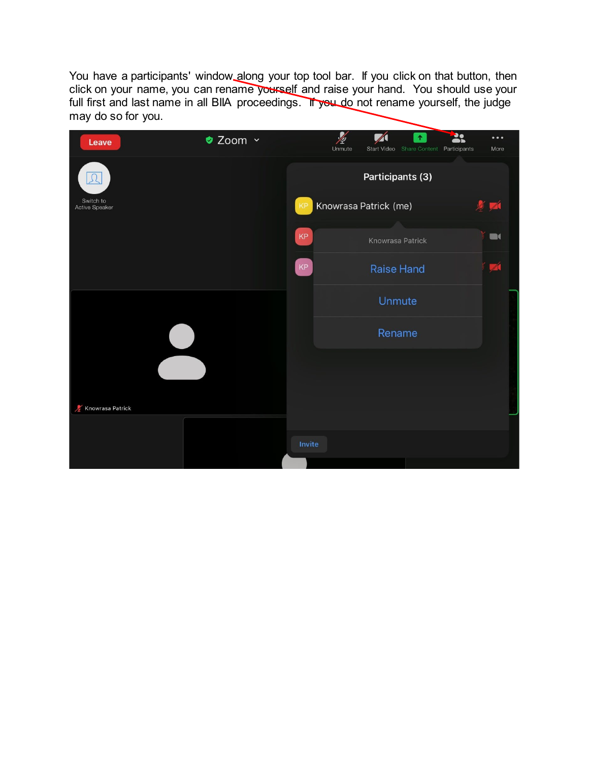You have a participants' window along your top tool bar. If you click on that button, then click on your name, you can rename yourself and raise your hand. You should use your full first and last name in all BIIA proceedings. If you do not rename yourself, the judge may do so for you.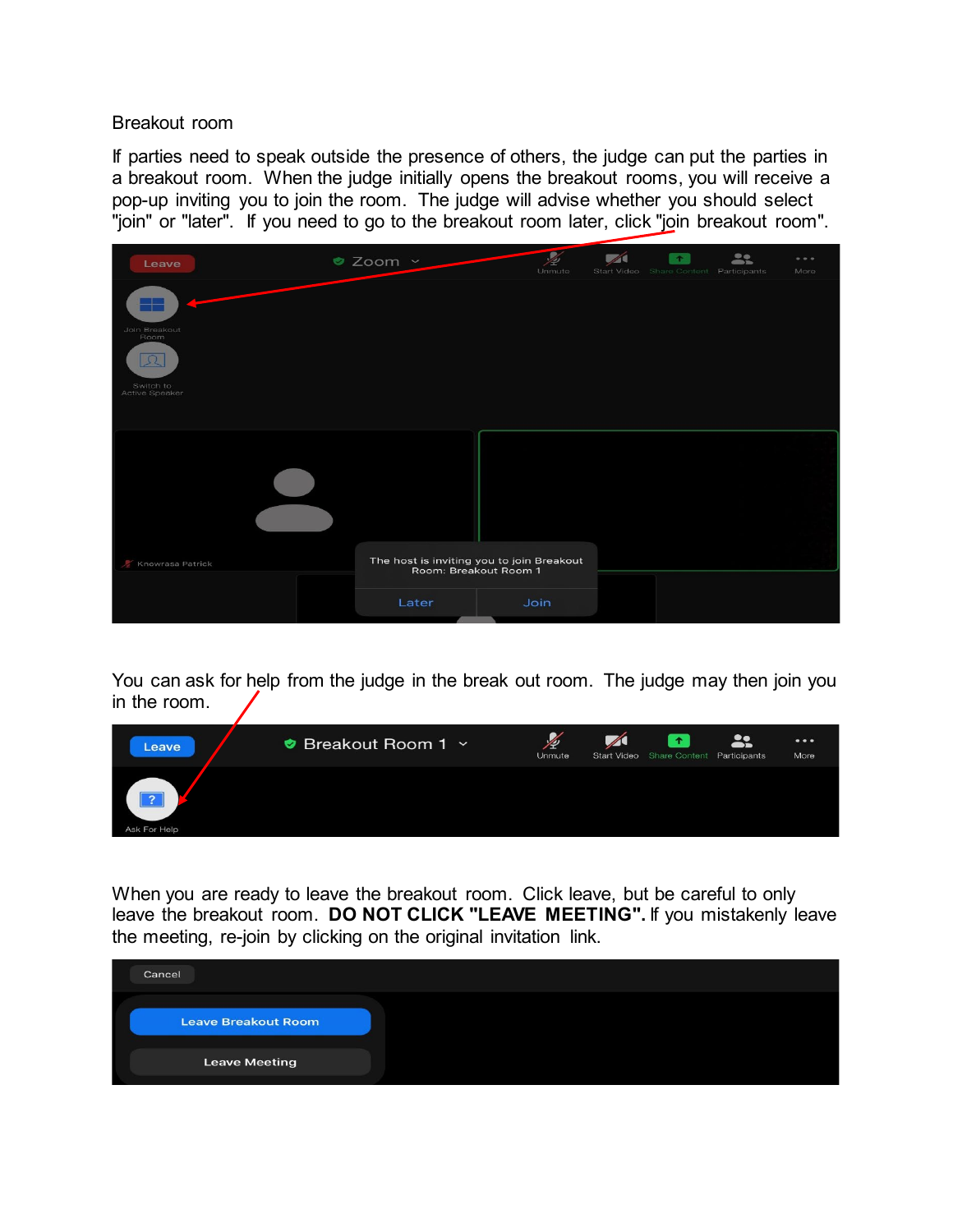Breakout room

If parties need to speak outside the presence of others, the judge can put the parties in a breakout room. When the judge initially opens the breakout rooms, you will receive a pop-up inviting you to join the room. The judge will advise whether you should select "join" or "later". If you need to go to the breakout room later, click "join breakout room".

You can ask for help from the judge in the break out room. The judge may then join you in the room.

When you are ready to leave the breakout room. Click leave, but be careful to only leave the breakout room. **DO NOT CLICK "LEAVE MEETING".** If you mistakenly leave the meeting, re-join by clicking on the original invitation link.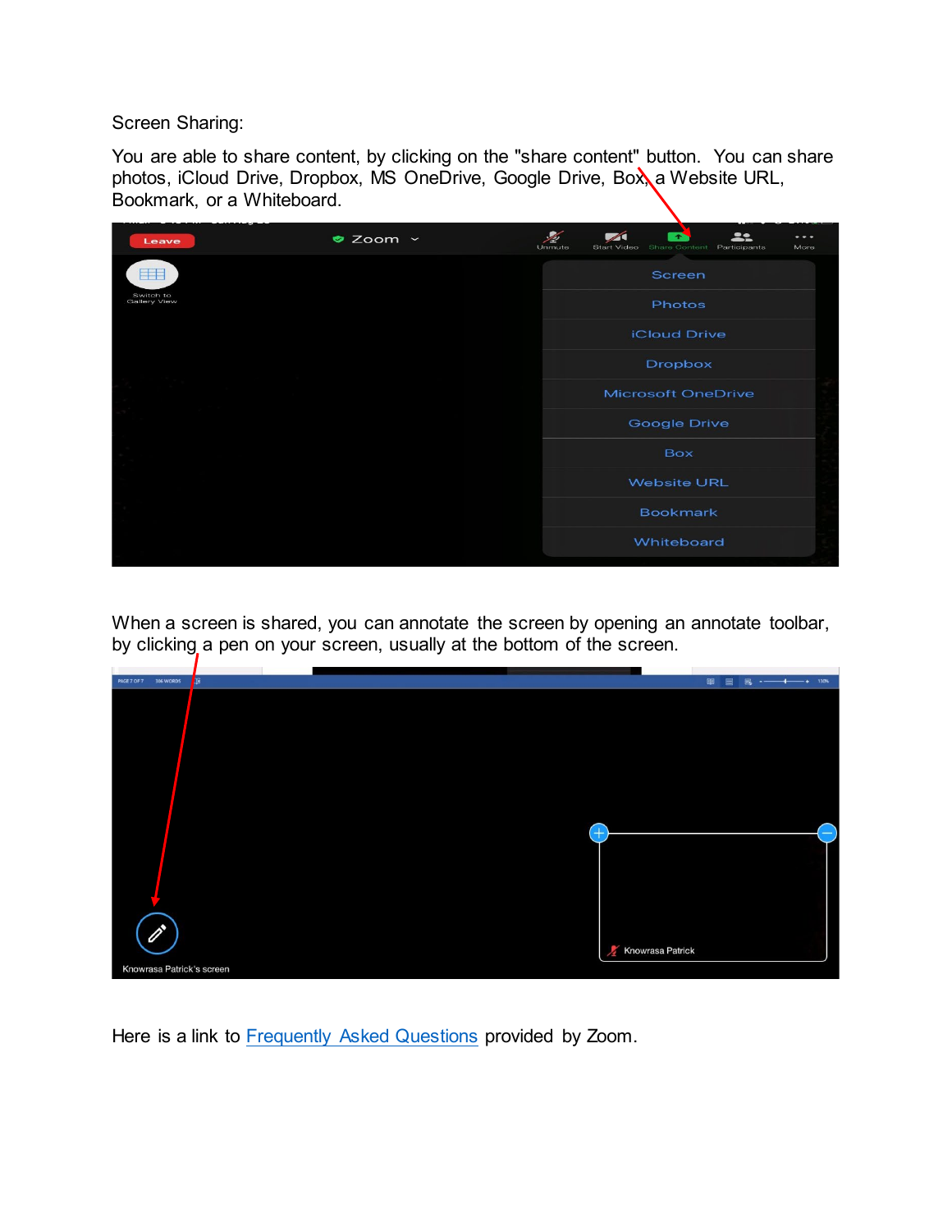Screen Sharing:

You are able to share content, by clicking on the "share content" button. You can share photos, iCloud Drive, Dropbox, MS OneDrive, Google Drive, Box, a Website URL, Bookmark, or a Whiteboard.

When a screen is shared, you can annotate the screen by opening an annotate toolbar, by clicking a pen on your screen, usually at the bottom of the screen.

Here is a link to Frequently Asked Questions provided by Zoom.